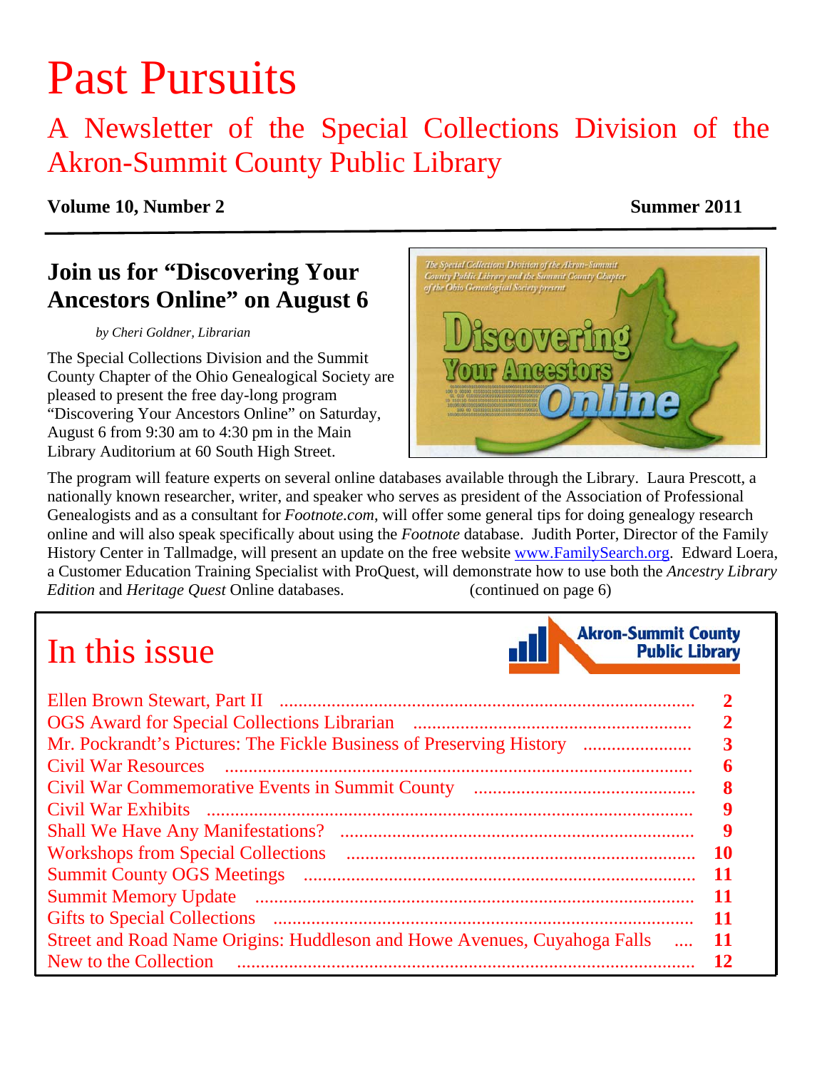# Past Pursuits

## A Newsletter of the Special Collections Division of the Akron-Summit County Public Library

**Volume 10, Number 2** **Summer 2011**

## Join us for "Discovering Your Ancestors Online" on August 6

*by Cheri Goldner, Librarian*

The Special Collections Division and the Summit County Chapter of the Ohio Genealogical Society are pleased to present the free day-long program "Discovering Your Ancestors Online" on Saturday, August 6 from 9:30 am to 4:30 pm in the Main Library Auditorium at 60 South High Street.

The program will feature experts on several online databases available through the Library. Laura Prescott, a nationally known researcher, writer, and speaker who serves as president of the Association of Professional Genealogists and as a consultant for *Footnote.com*, will offer some general tips for doing genealogy research online and will also speak specifically about using the *Footnote* database. Judith Porter, Director of the Family History Center in Tallmadge, will present an update on the free website www.FamilySearch.org. Edward Loera, a Customer Education Training Specialist with ProQuest, will demonstrate how to use both the *Ancestry Library Edition* and *Heritage Quest* Online databases. (continued on page 6)

## In this issue

| | |
|---|---|
| Ellen Brown Stewart, Part II | 2 |
| OGS Award for Special Collections Librarian | 2 |
| Mr. Pockrandt's Pictures: The Fickle Business of Preserving History | 3 |
| Civil War Resources | 6 |
| Civil War Commemorative Events in Summit County | 8 |
| Civil War Exhibits | 9 |
| Shall We Have Any Manifestations? | 9 |
| Workshops from Special Collections | 10 |
| Summit County OGS Meetings | 11 |
| Summit Memory Update | 11 |
| Gifts to Special Collections | 11 |
| Street and Road Name Origins: Huddleson and Howe Avenues, Cuyahoga Falls | 11 |
| New to the Collection | 12 |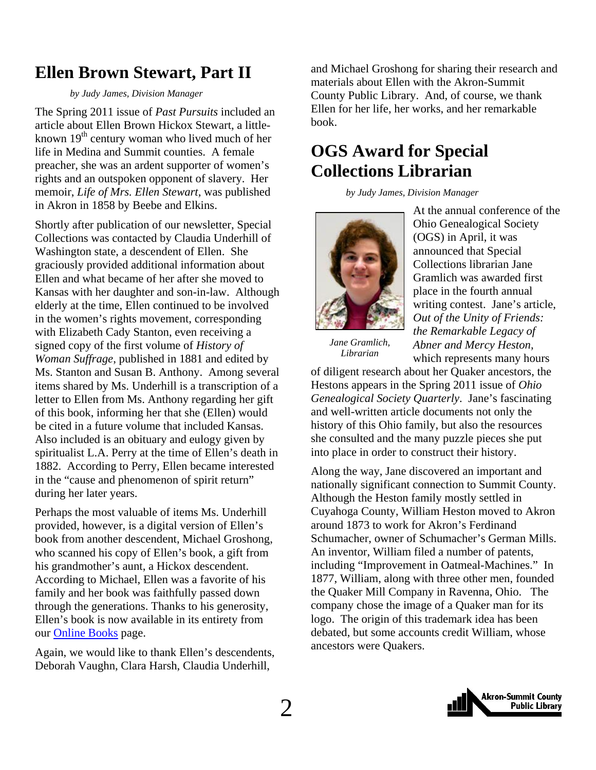## Ellen Brown Stewart, Part II

*by Judy James, Division Manager*

The Spring 2011 issue of *Past Pursuits* included an article about Ellen Brown Hickox Stewart, a little-known 19th century woman who lived much of her life in Medina and Summit counties. A female preacher, she was an ardent supporter of women's rights and an outspoken opponent of slavery. Her memoir, *Life of Mrs. Ellen Stewart*, was published in Akron in 1858 by Beebe and Elkins.

Shortly after publication of our newsletter, Special Collections was contacted by Claudia Underhill of Washington state, a descendent of Ellen. She graciously provided additional information about Ellen and what became of her after she moved to Kansas with her daughter and son-in-law. Although elderly at the time, Ellen continued to be involved in the women's rights movement, corresponding with Elizabeth Cady Stanton, even receiving a signed copy of the first volume of *History of Woman Suffrage*, published in 1881 and edited by Ms. Stanton and Susan B. Anthony. Among several items shared by Ms. Underhill is a transcription of a letter to Ellen from Ms. Anthony regarding her gift of this book, informing her that she (Ellen) would be cited in a future volume that included Kansas. Also included is an obituary and eulogy given by spiritualist L.A. Perry at the time of Ellen's death in 1882. According to Perry, Ellen became interested in the "cause and phenomenon of spirit return" during her later years.

Perhaps the most valuable of items Ms. Underhill provided, however, is a digital version of Ellen's book from another descendent, Michael Groshong, who scanned his copy of Ellen's book, a gift from his grandmother's aunt, a Hickox descendent. According to Michael, Ellen was a favorite of his family and her book was faithfully passed down through the generations. Thanks to his generosity, Ellen's book is now available in its entirety from our Online Books page.

Again, we would like to thank Ellen's descendents, Deborah Vaughn, Clara Harsh, Claudia Underhill, and Michael Groshong for sharing their research and materials about Ellen with the Akron-Summit County Public Library. And, of course, we thank Ellen for her life, her works, and her remarkable book.

## OGS Award for Special Collections Librarian

*by Judy James, Division Manager*

*Jane Gramlich, Librarian*

At the annual conference of the Ohio Genealogical Society (OGS) in April, it was announced that Special Collections librarian Jane Gramlich was awarded first place in the fourth annual writing contest. Jane's article, *Out of the Unity of Friends: the Remarkable Legacy of Abner and Mercy Heston*, which represents many hours of diligent research about her Quaker ancestors, the Hestons appears in the Spring 2011 issue of *Ohio Genealogical Society Quarterly*. Jane's fascinating and well-written article documents not only the history of this Ohio family, but also the resources she consulted and the many puzzle pieces she put into place in order to construct their history.

Along the way, Jane discovered an important and nationally significant connection to Summit County. Although the Heston family mostly settled in Cuyahoga County, William Heston moved to Akron around 1873 to work for Akron's Ferdinand Schumacher, owner of Schumacher's German Mills. An inventor, William filed a number of patents, including "Improvement in Oatmeal-Machines." In 1877, William, along with three other men, founded the Quaker Mill Company in Ravenna, Ohio. The company chose the image of a Quaker man for its logo. The origin of this trademark idea has been debated, but some accounts credit William, whose ancestors were Quakers.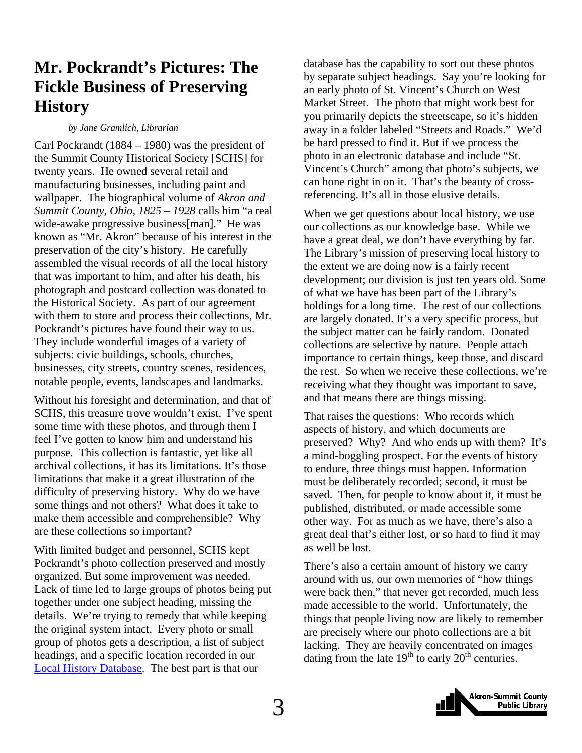# Mr. Pockrandt's Pictures: The Fickle Business of Preserving History

*by Jane Gramlich, Librarian*

Carl Pockrandt (1884 – 1980) was the president of the Summit County Historical Society [SCHS] for twenty years. He owned several retail and manufacturing businesses, including paint and wallpaper. The biographical volume of *Akron and Summit County, Ohio, 1825 – 1928* calls him "a real wide-awake progressive business[man]." He was known as "Mr. Akron" because of his interest in the preservation of the city's history. He carefully assembled the visual records of all the local history that was important to him, and after his death, his photograph and postcard collection was donated to the Historical Society. As part of our agreement with them to store and process their collections, Mr. Pockrandt's pictures have found their way to us. They include wonderful images of a variety of subjects: civic buildings, schools, churches, businesses, city streets, country scenes, residences, notable people, events, landscapes and landmarks.

Without his foresight and determination, and that of SCHS, this treasure trove wouldn't exist. I've spent some time with these photos, and through them I feel I've gotten to know him and understand his purpose. This collection is fantastic, yet like all archival collections, it has its limitations. It's those limitations that make it a great illustration of the difficulty of preserving history. Why do we have some things and not others? What does it take to make them accessible and comprehensible? Why are these collections so important?

With limited budget and personnel, SCHS kept Pockrandt's photo collection preserved and mostly organized. But some improvement was needed. Lack of time led to large groups of photos being put together under one subject heading, missing the details. We're trying to remedy that while keeping the original system intact. Every photo or small group of photos gets a description, a list of subject headings, and a specific location recorded in our Local History Database. The best part is that our database has the capability to sort out these photos by separate subject headings. Say you're looking for an early photo of St. Vincent's Church on West Market Street. The photo that might work best for you primarily depicts the streetscape, so it's hidden away in a folder labeled "Streets and Roads." We'd be hard pressed to find it. But if we process the photo in an electronic database and include "St. Vincent's Church" among that photo's subjects, we can hone right in on it. That's the beauty of cross-referencing. It's all in those elusive details.

When we get questions about local history, we use our collections as our knowledge base. While we have a great deal, we don't have everything by far. The Library's mission of preserving local history to the extent we are doing now is a fairly recent development; our division is just ten years old. Some of what we have has been part of the Library's holdings for a long time. The rest of our collections are largely donated. It's a very specific process, but the subject matter can be fairly random. Donated collections are selective by nature. People attach importance to certain things, keep those, and discard the rest. So when we receive these collections, we're receiving what they thought was important to save, and that means there are things missing.

That raises the questions: Who records which aspects of history, and which documents are preserved? Why? And who ends up with them? It's a mind-boggling prospect. For the events of history to endure, three things must happen. Information must be deliberately recorded; second, it must be saved. Then, for people to know about it, it must be published, distributed, or made accessible some other way. For as much as we have, there's also a great deal that's either lost, or so hard to find it may as well be lost.

There's also a certain amount of history we carry around with us, our own memories of "how things were back then," that never get recorded, much less made accessible to the world. Unfortunately, the things that people living now are likely to remember are precisely where our photo collections are a bit lacking. They are heavily concentrated on images dating from the late 19th to early 20th centuries.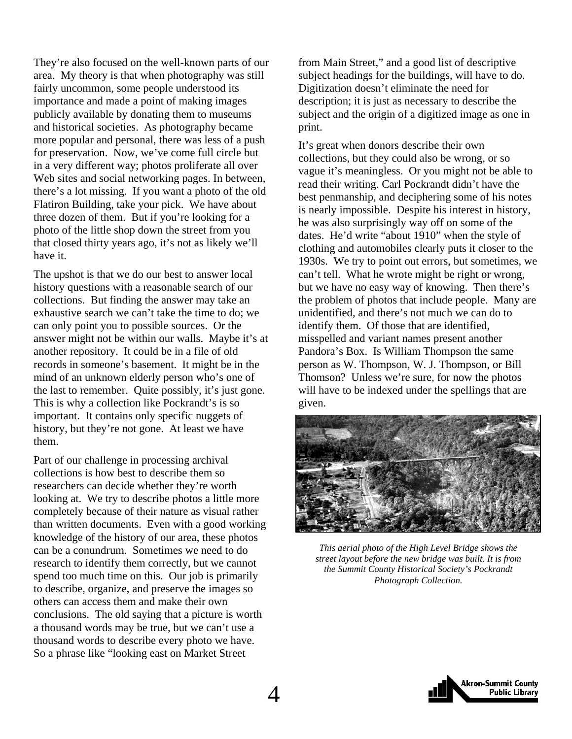They're also focused on the well-known parts of our area. My theory is that when photography was still fairly uncommon, some people understood its importance and made a point of making images publicly available by donating them to museums and historical societies. As photography became more popular and personal, there was less of a push for preservation. Now, we've come full circle but in a very different way; photos proliferate all over Web sites and social networking pages. In between, there's a lot missing. If you want a photo of the old Flatiron Building, take your pick. We have about three dozen of them. But if you're looking for a photo of the little shop down the street from you that closed thirty years ago, it's not as likely we'll have it.

The upshot is that we do our best to answer local history questions with a reasonable search of our collections. But finding the answer may take an exhaustive search we can't take the time to do; we can only point you to possible sources. Or the answer might not be within our walls. Maybe it's at another repository. It could be in a file of old records in someone's basement. It might be in the mind of an unknown elderly person who's one of the last to remember. Quite possibly, it's just gone. This is why a collection like Pockrandt's is so important. It contains only specific nuggets of history, but they're not gone. At least we have them.

Part of our challenge in processing archival collections is how best to describe them so researchers can decide whether they're worth looking at. We try to describe photos a little more completely because of their nature as visual rather than written documents. Even with a good working knowledge of the history of our area, these photos can be a conundrum. Sometimes we need to do research to identify them correctly, but we cannot spend too much time on this. Our job is primarily to describe, organize, and preserve the images so others can access them and make their own conclusions. The old saying that a picture is worth a thousand words may be true, but we can't use a thousand words to describe every photo we have. So a phrase like "looking east on Market Street from Main Street," and a good list of descriptive subject headings for the buildings, will have to do. Digitization doesn't eliminate the need for description; it is just as necessary to describe the subject and the origin of a digitized image as one in print.

It's great when donors describe their own collections, but they could also be wrong, or so vague it's meaningless. Or you might not be able to read their writing. Carl Pockrandt didn't have the best penmanship, and deciphering some of his notes is nearly impossible. Despite his interest in history, he was also surprisingly way off on some of the dates. He'd write "about 1910" when the style of clothing and automobiles clearly puts it closer to the 1930s. We try to point out errors, but sometimes, we can't tell. What he wrote might be right or wrong, but we have no easy way of knowing. Then there's the problem of photos that include people. Many are unidentified, and there's not much we can do to identify them. Of those that are identified, misspelled and variant names present another Pandora's Box. Is William Thompson the same person as W. Thompson, W. J. Thompson, or Bill Thomson? Unless we're sure, for now the photos will have to be indexed under the spellings that are given.

*This aerial photo of the High Level Bridge shows the street layout before the new bridge was built. It is from the Summit County Historical Society's Pockrandt Photograph Collection.*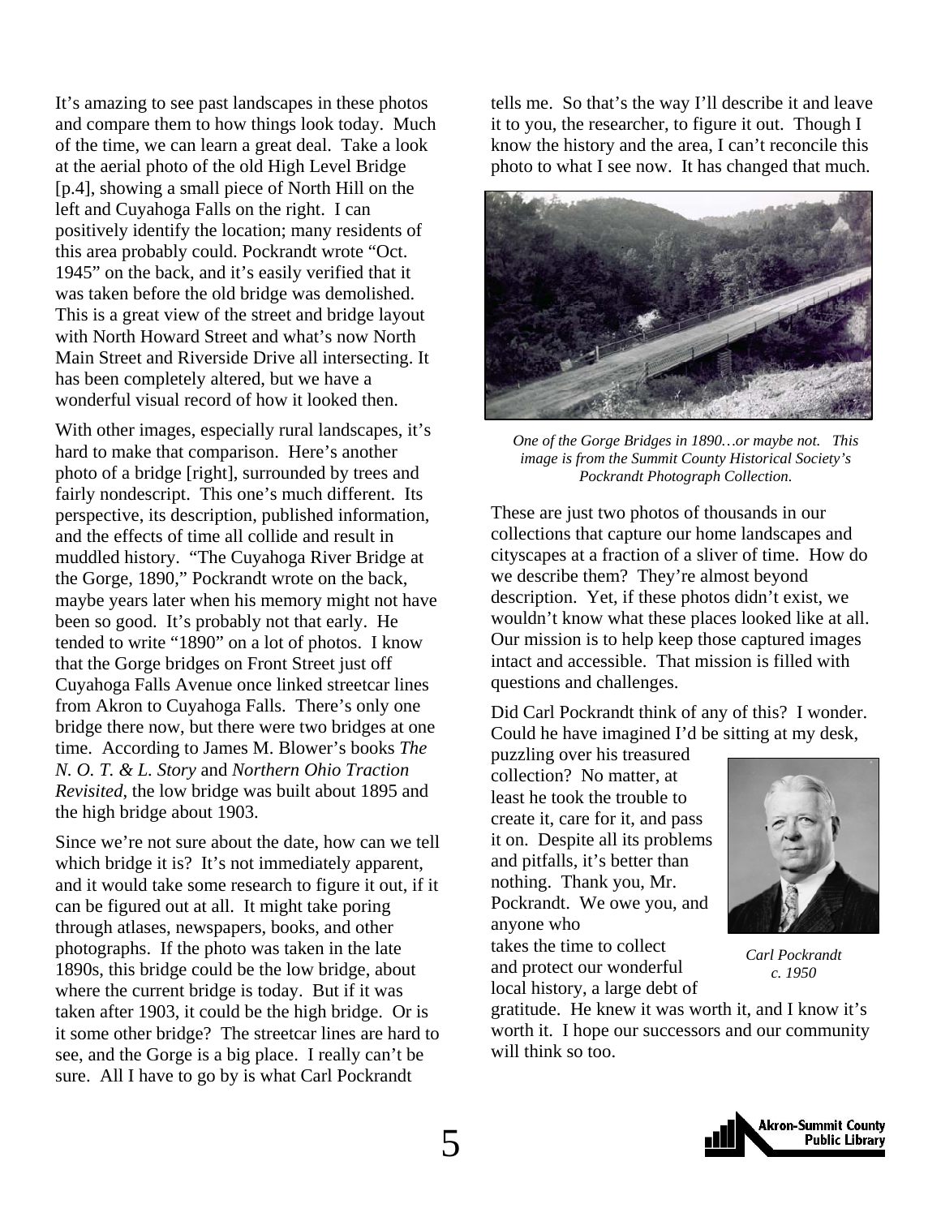It's amazing to see past landscapes in these photos and compare them to how things look today. Much of the time, we can learn a great deal. Take a look at the aerial photo of the old High Level Bridge [p.4], showing a small piece of North Hill on the left and Cuyahoga Falls on the right. I can positively identify the location; many residents of this area probably could. Pockrandt wrote "Oct. 1945" on the back, and it's easily verified that it was taken before the old bridge was demolished. This is a great view of the street and bridge layout with North Howard Street and what's now North Main Street and Riverside Drive all intersecting. It has been completely altered, but we have a wonderful visual record of how it looked then.

With other images, especially rural landscapes, it's hard to make that comparison. Here's another photo of a bridge [right], surrounded by trees and fairly nondescript. This one's much different. Its perspective, its description, published information, and the effects of time all collide and result in muddled history. "The Cuyahoga River Bridge at the Gorge, 1890," Pockrandt wrote on the back, maybe years later when his memory might not have been so good. It's probably not that early. He tended to write "1890" on a lot of photos. I know that the Gorge bridges on Front Street just off Cuyahoga Falls Avenue once linked streetcar lines from Akron to Cuyahoga Falls. There's only one bridge there now, but there were two bridges at one time. According to James M. Blower's books *The N. O. T. & L. Story* and *Northern Ohio Traction Revisited*, the low bridge was built about 1895 and the high bridge about 1903.

Since we're not sure about the date, how can we tell which bridge it is? It's not immediately apparent, and it would take some research to figure it out, if it can be figured out at all. It might take poring through atlases, newspapers, books, and other photographs. If the photo was taken in the late 1890s, this bridge could be the low bridge, about where the current bridge is today. But if it was taken after 1903, it could be the high bridge. Or is it some other bridge? The streetcar lines are hard to see, and the Gorge is a big place. I really can't be sure. All I have to go by is what Carl Pockrandt tells me. So that's the way I'll describe it and leave it to you, the researcher, to figure it out. Though I know the history and the area, I can't reconcile this photo to what I see now. It has changed that much.

*One of the Gorge Bridges in 1890…or maybe not. This image is from the Summit County Historical Society's Pockrandt Photograph Collection.*

These are just two photos of thousands in our collections that capture our home landscapes and cityscapes at a fraction of a sliver of time. How do we describe them? They're almost beyond description. Yet, if these photos didn't exist, we wouldn't know what these places looked like at all. Our mission is to help keep those captured images intact and accessible. That mission is filled with questions and challenges.

Did Carl Pockrandt think of any of this? I wonder. Could he have imagined I'd be sitting at my desk, puzzling over his treasured collection? No matter, at least he took the trouble to create it, care for it, and pass it on. Despite all its problems and pitfalls, it's better than nothing. Thank you, Mr. Pockrandt. We owe you, and anyone who takes the time to collect and protect our wonderful local history, a large debt of gratitude. He knew it was worth it, and I know it's worth it. I hope our successors and our community will think so too.

*Carl Pockrandt c. 1950*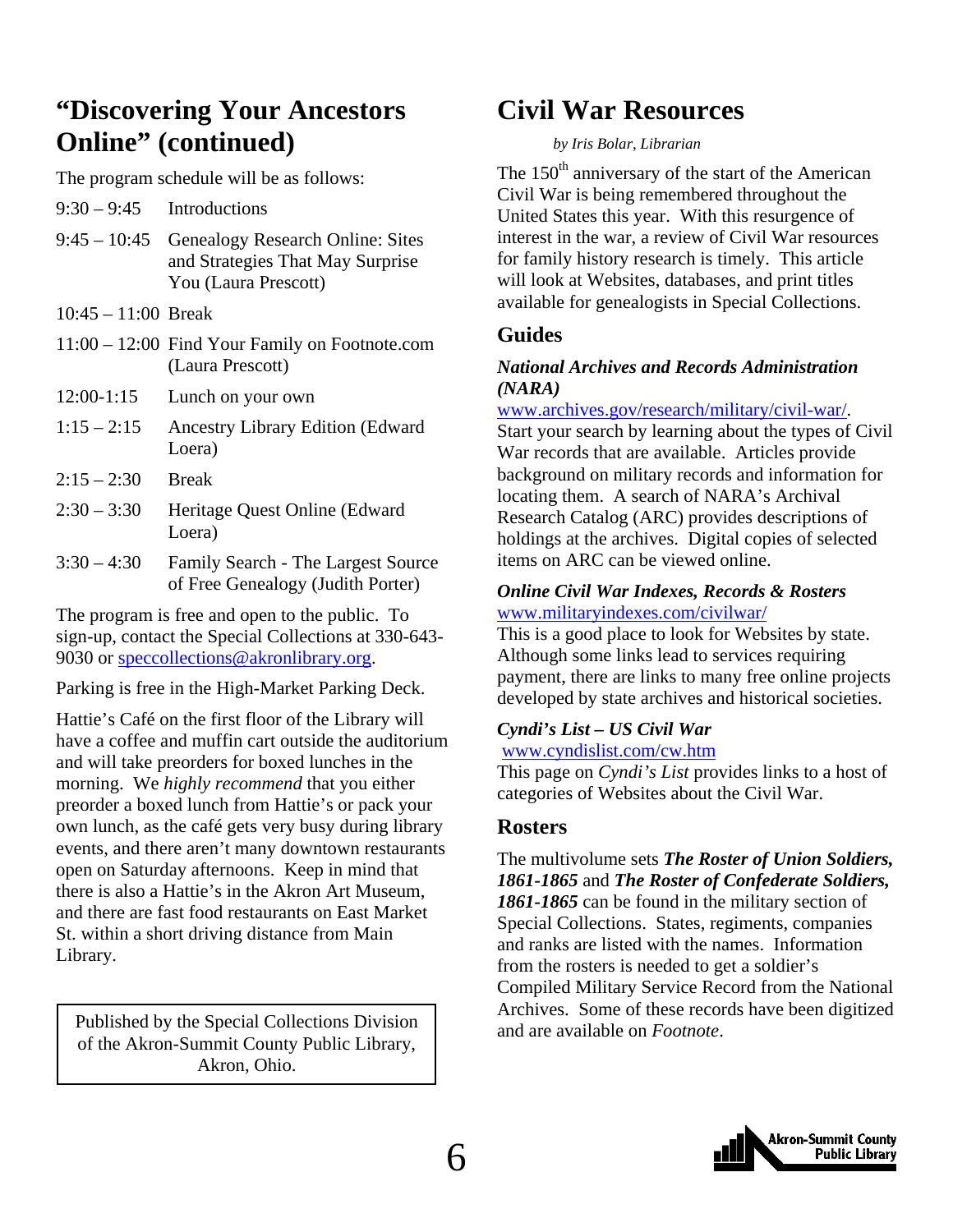## "Discovering Your Ancestors Online" (continued)

The program schedule will be as follows:

| | |
|---|---|
| 9:30 – 9:45 | Introductions |
| 9:45 – 10:45 | Genealogy Research Online: Sites and Strategies That May Surprise You (Laura Prescott) |
| 10:45 – 11:00 | Break |
| 11:00 – 12:00 | Find Your Family on Footnote.com (Laura Prescott) |
| 12:00-1:15 | Lunch on your own |
| 1:15 – 2:15 | Ancestry Library Edition (Edward Loera) |
| 2:15 – 2:30 | Break |
| 2:30 – 3:30 | Heritage Quest Online (Edward Loera) |
| 3:30 – 4:30 | Family Search - The Largest Source of Free Genealogy (Judith Porter) |

The program is free and open to the public. To sign-up, contact the Special Collections at 330-643-9030 or speccollections@akronlibrary.org.

Parking is free in the High-Market Parking Deck.

Hattie's Café on the first floor of the Library will have a coffee and muffin cart outside the auditorium and will take preorders for boxed lunches in the morning. We *highly recommend* that you either preorder a boxed lunch from Hattie's or pack your own lunch, as the café gets very busy during library events, and there aren't many downtown restaurants open on Saturday afternoons. Keep in mind that there is also a Hattie's in the Akron Art Museum, and there are fast food restaurants on East Market St. within a short driving distance from Main Library.

Published by the Special Collections Division of the Akron-Summit County Public Library, Akron, Ohio.

## Civil War Resources

*by Iris Bolar, Librarian*

The 150th anniversary of the start of the American Civil War is being remembered throughout the United States this year. With this resurgence of interest in the war, a review of Civil War resources for family history research is timely. This article will look at Websites, databases, and print titles available for genealogists in Special Collections.

### Guides

***National Archives and Records Administration (NARA)***

www.archives.gov/research/military/civil-war/. Start your search by learning about the types of Civil War records that are available. Articles provide background on military records and information for locating them. A search of NARA's Archival Research Catalog (ARC) provides descriptions of holdings at the archives. Digital copies of selected items on ARC can be viewed online.

***Online Civil War Indexes, Records & Rosters***

www.militaryindexes.com/civilwar/

This is a good place to look for Websites by state. Although some links lead to services requiring payment, there are links to many free online projects developed by state archives and historical societies.

***Cyndi's List – US Civil War***

www.cyndislist.com/cw.htm

This page on *Cyndi's List* provides links to a host of categories of Websites about the Civil War.

### Rosters

The multivolume sets ***The Roster of Union Soldiers, 1861-1865*** and ***The Roster of Confederate Soldiers, 1861-1865*** can be found in the military section of Special Collections. States, regiments, companies and ranks are listed with the names. Information from the rosters is needed to get a soldier's Compiled Military Service Record from the National Archives. Some of these records have been digitized and are available on *Footnote*.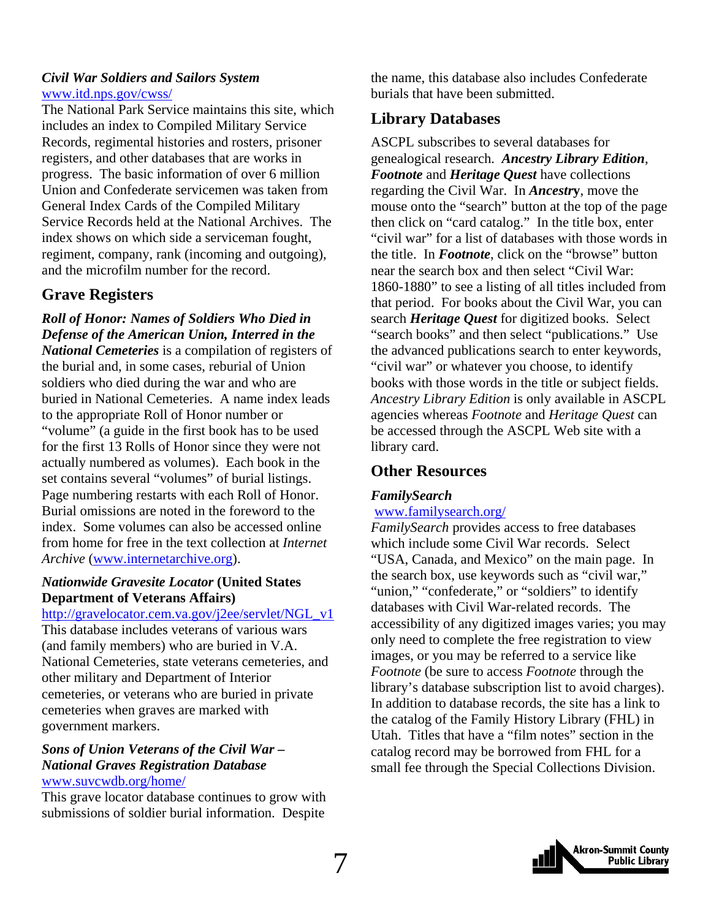***Civil War Soldiers and Sailors System***
www.itd.nps.gov/cwss/
The National Park Service maintains this site, which includes an index to Compiled Military Service Records, regimental histories and rosters, prisoner registers, and other databases that are works in progress. The basic information of over 6 million Union and Confederate servicemen was taken from General Index Cards of the Compiled Military Service Records held at the National Archives. The index shows on which side a serviceman fought, regiment, company, rank (incoming and outgoing), and the microfilm number for the record.

## Grave Registers

***Roll of Honor: Names of Soldiers Who Died in Defense of the American Union, Interred in the National Cemeteries*** is a compilation of registers of the burial and, in some cases, reburial of Union soldiers who died during the war and who are buried in National Cemeteries. A name index leads to the appropriate Roll of Honor number or "volume" (a guide in the first book has to be used for the first 13 Rolls of Honor since they were not actually numbered as volumes). Each book in the set contains several "volumes" of burial listings. Page numbering restarts with each Roll of Honor. Burial omissions are noted in the foreword to the index. Some volumes can also be accessed online from home for free in the text collection at *Internet Archive* (www.internetarchive.org).

***Nationwide Gravesite Locator*** **(United States Department of Veterans Affairs)**
http://gravelocator.cem.va.gov/j2ee/servlet/NGL_v1
This database includes veterans of various wars (and family members) who are buried in V.A. National Cemeteries, state veterans cemeteries, and other military and Department of Interior cemeteries, or veterans who are buried in private cemeteries when graves are marked with government markers.

***Sons of Union Veterans of the Civil War – National Graves Registration Database***
www.suvcwdb.org/home/
This grave locator database continues to grow with submissions of soldier burial information. Despite the name, this database also includes Confederate burials that have been submitted.

## Library Databases

ASCPL subscribes to several databases for genealogical research. ***Ancestry Library Edition***, ***Footnote*** and ***Heritage Quest*** have collections regarding the Civil War. In ***Ancestry***, move the mouse onto the "search" button at the top of the page then click on "card catalog." In the title box, enter "civil war" for a list of databases with those words in the title. In ***Footnote***, click on the "browse" button near the search box and then select "Civil War: 1860-1880" to see a listing of all titles included from that period. For books about the Civil War, you can search ***Heritage Quest*** for digitized books. Select "search books" and then select "publications." Use the advanced publications search to enter keywords, "civil war" or whatever you choose, to identify books with those words in the title or subject fields. *Ancestry Library Edition* is only available in ASCPL agencies whereas *Footnote* and *Heritage Quest* can be accessed through the ASCPL Web site with a library card.

## Other Resources

***FamilySearch***
www.familysearch.org/
*FamilySearch* provides access to free databases which include some Civil War records. Select "USA, Canada, and Mexico" on the main page. In the search box, use keywords such as "civil war," "union," "confederate," or "soldiers" to identify databases with Civil War-related records. The accessibility of any digitized images varies; you may only need to complete the free registration to view images, or you may be referred to a service like *Footnote* (be sure to access *Footnote* through the library's database subscription list to avoid charges). In addition to database records, the site has a link to the catalog of the Family History Library (FHL) in Utah. Titles that have a "film notes" section in the catalog record may be borrowed from FHL for a small fee through the Special Collections Division.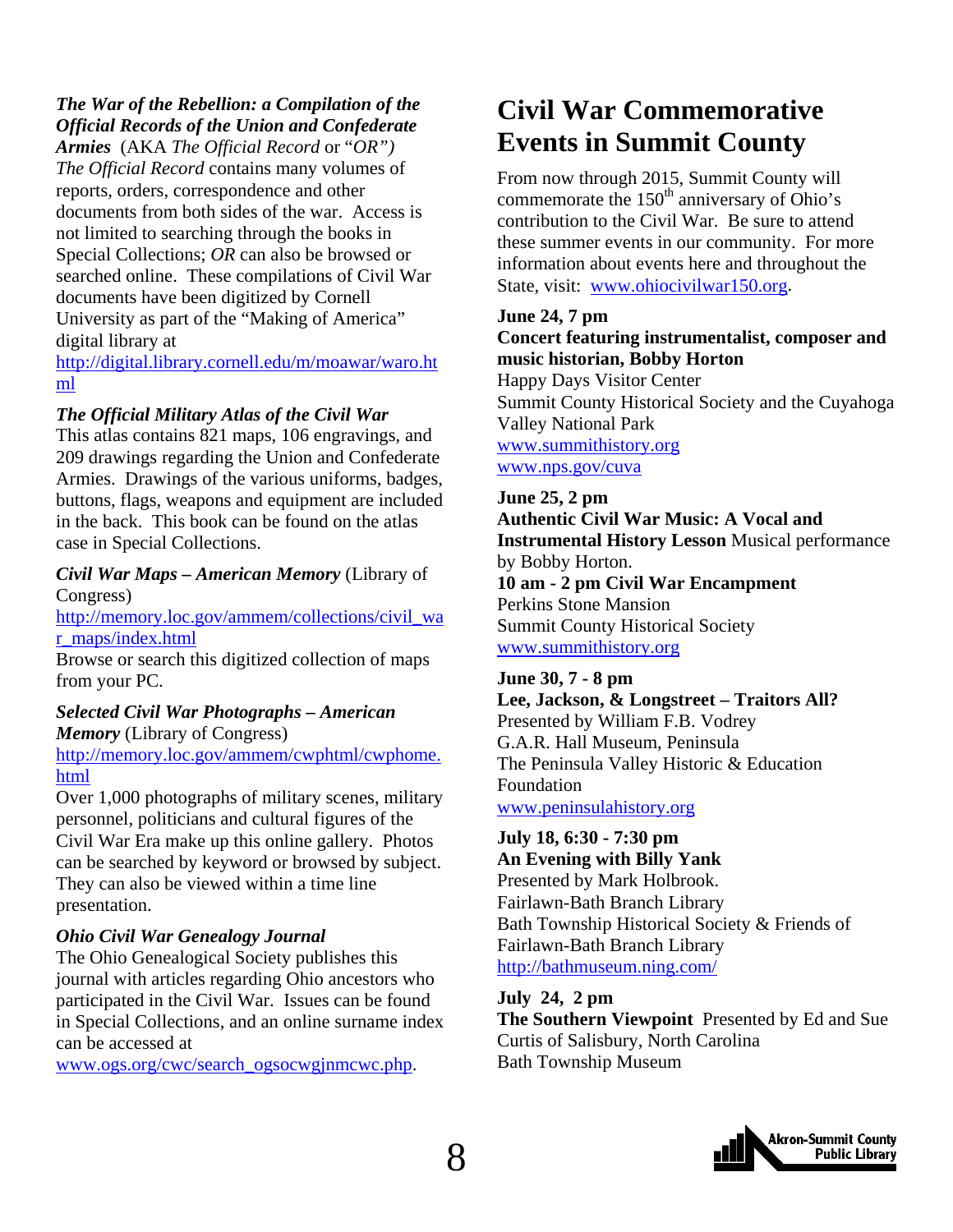***The War of the Rebellion: a Compilation of the Official Records of the Union and Confederate Armies*** (AKA *The Official Record* or "*OR")*

*The Official Record* contains many volumes of reports, orders, correspondence and other documents from both sides of the war. Access is not limited to searching through the books in Special Collections; *OR* can also be browsed or searched online. These compilations of Civil War documents have been digitized by Cornell University as part of the "Making of America" digital library at http://digital.library.cornell.edu/m/moawar/waro.html

***The Official Military Atlas of the Civil War***

This atlas contains 821 maps, 106 engravings, and 209 drawings regarding the Union and Confederate Armies. Drawings of the various uniforms, badges, buttons, flags, weapons and equipment are included in the back. This book can be found on the atlas case in Special Collections.

***Civil War Maps – American Memory*** (Library of Congress)

http://memory.loc.gov/ammem/collections/civil_war_maps/index.html

Browse or search this digitized collection of maps from your PC.

***Selected Civil War Photographs – American Memory*** (Library of Congress)

http://memory.loc.gov/ammem/cwphtml/cwphome.html

Over 1,000 photographs of military scenes, military personnel, politicians and cultural figures of the Civil War Era make up this online gallery. Photos can be searched by keyword or browsed by subject. They can also be viewed within a time line presentation.

***Ohio Civil War Genealogy Journal***

The Ohio Genealogical Society publishes this journal with articles regarding Ohio ancestors who participated in the Civil War. Issues can be found in Special Collections, and an online surname index can be accessed at www.ogs.org/cwc/search_ogsocwgjnmcwc.php.

# Civil War Commemorative Events in Summit County

From now through 2015, Summit County will commemorate the 150th anniversary of Ohio's contribution to the Civil War. Be sure to attend these summer events in our community. For more information about events here and throughout the State, visit: www.ohiocivilwar150.org.

**June 24, 7 pm**
**Concert featuring instrumentalist, composer and music historian, Bobby Horton**
Happy Days Visitor Center
Summit County Historical Society and the Cuyahoga Valley National Park
www.summithistory.org
www.nps.gov/cuva

**June 25, 2 pm**
**Authentic Civil War Music: A Vocal and Instrumental History Lesson** Musical performance by Bobby Horton.
**10 am - 2 pm Civil War Encampment**
Perkins Stone Mansion
Summit County Historical Society
www.summithistory.org

**June 30, 7 - 8 pm**
**Lee, Jackson, & Longstreet – Traitors All?**
Presented by William F.B. Vodrey
G.A.R. Hall Museum, Peninsula
The Peninsula Valley Historic & Education Foundation
www.peninsulahistory.org

**July 18, 6:30 - 7:30 pm**
**An Evening with Billy Yank**
Presented by Mark Holbrook.
Fairlawn-Bath Branch Library
Bath Township Historical Society & Friends of Fairlawn-Bath Branch Library
http://bathmuseum.ning.com/

**July 24, 2 pm**
**The Southern Viewpoint** Presented by Ed and Sue Curtis of Salisbury, North Carolina
Bath Township Museum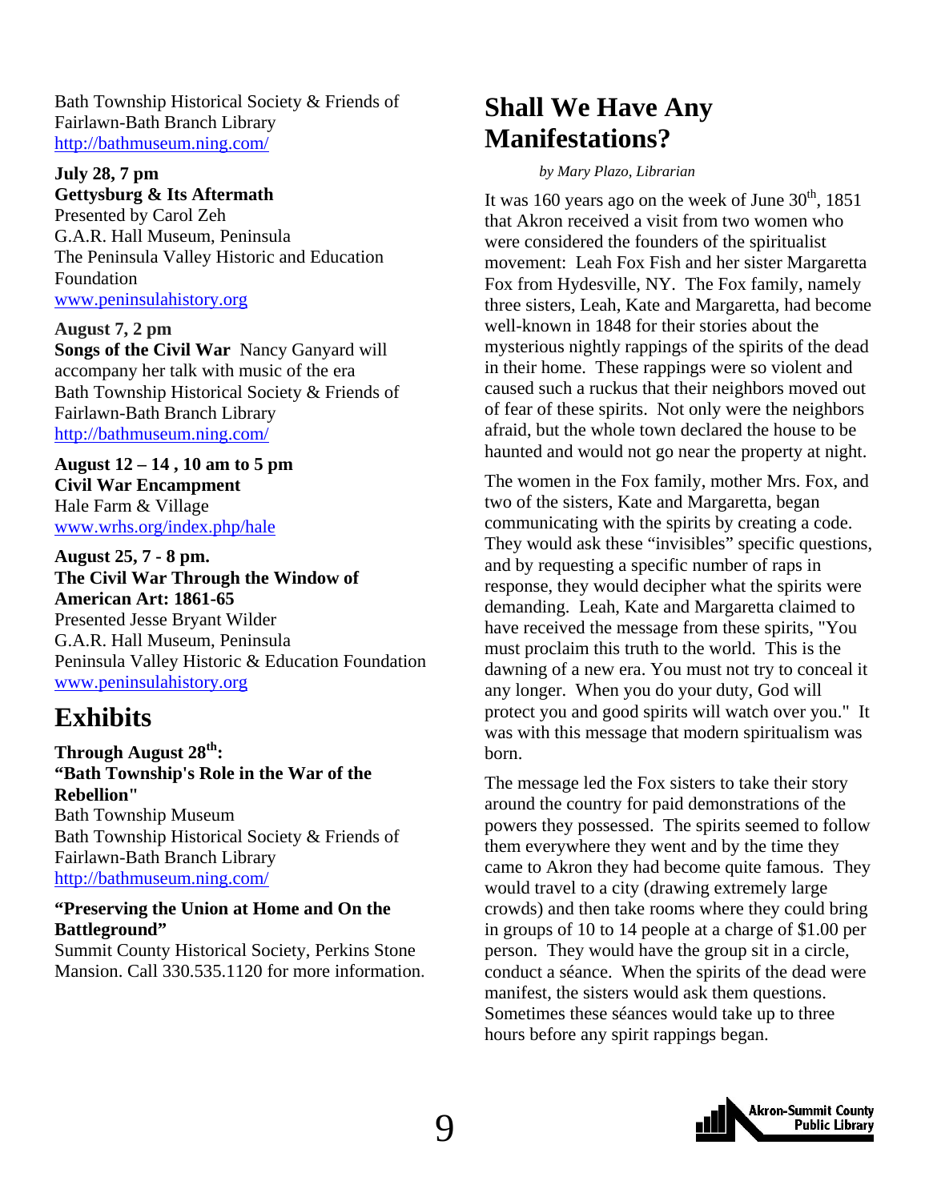Bath Township Historical Society & Friends of Fairlawn-Bath Branch Library
http://bathmuseum.ning.com/

**July 28, 7 pm**
**Gettysburg & Its Aftermath**
Presented by Carol Zeh
G.A.R. Hall Museum, Peninsula
The Peninsula Valley Historic and Education Foundation
www.peninsulahistory.org

**August 7, 2 pm**
**Songs of the Civil War** Nancy Ganyard will accompany her talk with music of the era
Bath Township Historical Society & Friends of Fairlawn-Bath Branch Library
http://bathmuseum.ning.com/

**August 12 – 14 , 10 am to 5 pm**
**Civil War Encampment**
Hale Farm & Village
www.wrhs.org/index.php/hale

**August 25, 7 - 8 pm.**
**The Civil War Through the Window of American Art: 1861-65**
Presented Jesse Bryant Wilder
G.A.R. Hall Museum, Peninsula
Peninsula Valley Historic & Education Foundation
www.peninsulahistory.org

# Exhibits

**Through August 28th:**
**"Bath Township's Role in the War of the Rebellion"**
Bath Township Museum
Bath Township Historical Society & Friends of Fairlawn-Bath Branch Library
http://bathmuseum.ning.com/

**"Preserving the Union at Home and On the Battleground"**
Summit County Historical Society, Perkins Stone Mansion. Call 330.535.1120 for more information.

# Shall We Have Any Manifestations?

*by Mary Plazo, Librarian*

It was 160 years ago on the week of June 30th, 1851 that Akron received a visit from two women who were considered the founders of the spiritualist movement: Leah Fox Fish and her sister Margaretta Fox from Hydesville, NY. The Fox family, namely three sisters, Leah, Kate and Margaretta, had become well-known in 1848 for their stories about the mysterious nightly rappings of the spirits of the dead in their home. These rappings were so violent and caused such a ruckus that their neighbors moved out of fear of these spirits. Not only were the neighbors afraid, but the whole town declared the house to be haunted and would not go near the property at night.

The women in the Fox family, mother Mrs. Fox, and two of the sisters, Kate and Margaretta, began communicating with the spirits by creating a code. They would ask these "invisibles" specific questions, and by requesting a specific number of raps in response, they would decipher what the spirits were demanding. Leah, Kate and Margaretta claimed to have received the message from these spirits, "You must proclaim this truth to the world. This is the dawning of a new era. You must not try to conceal it any longer. When you do your duty, God will protect you and good spirits will watch over you." It was with this message that modern spiritualism was born.

The message led the Fox sisters to take their story around the country for paid demonstrations of the powers they possessed. The spirits seemed to follow them everywhere they went and by the time they came to Akron they had become quite famous. They would travel to a city (drawing extremely large crowds) and then take rooms where they could bring in groups of 10 to 14 people at a charge of $1.00 per person. They would have the group sit in a circle, conduct a séance. When the spirits of the dead were manifest, the sisters would ask them questions. Sometimes these séances would take up to three hours before any spirit rappings began.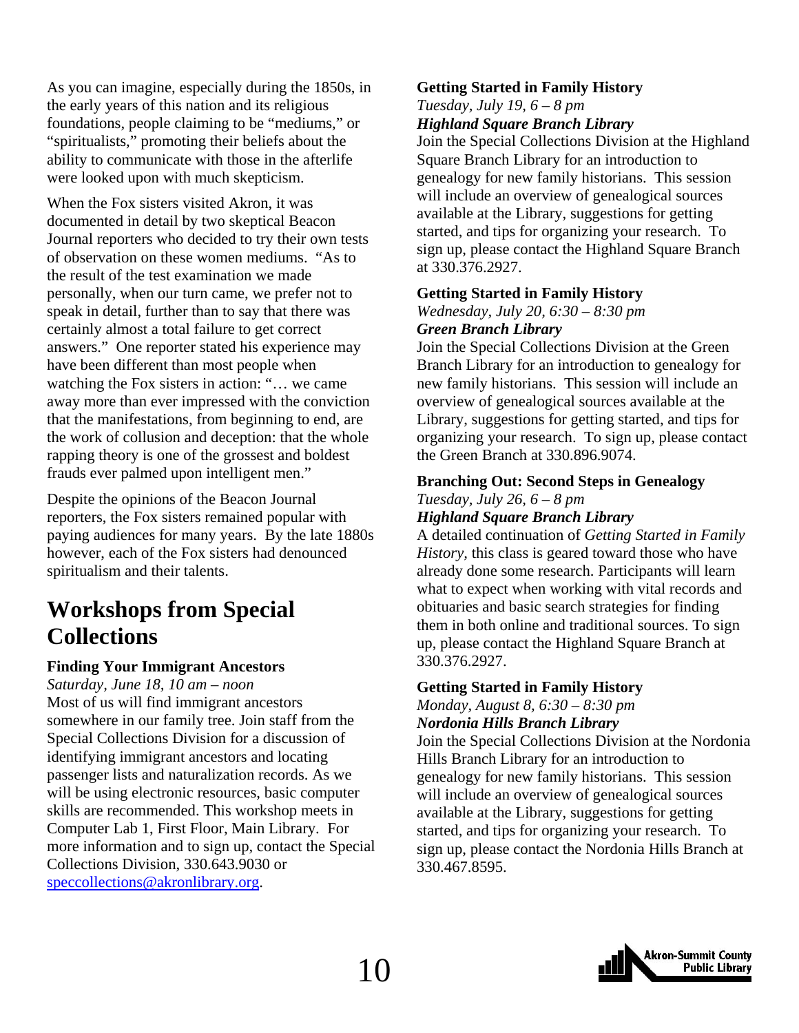As you can imagine, especially during the 1850s, in the early years of this nation and its religious foundations, people claiming to be "mediums," or "spiritualists," promoting their beliefs about the ability to communicate with those in the afterlife were looked upon with much skepticism.

When the Fox sisters visited Akron, it was documented in detail by two skeptical Beacon Journal reporters who decided to try their own tests of observation on these women mediums. "As to the result of the test examination we made personally, when our turn came, we prefer not to speak in detail, further than to say that there was certainly almost a total failure to get correct answers." One reporter stated his experience may have been different than most people when watching the Fox sisters in action: "… we came away more than ever impressed with the conviction that the manifestations, from beginning to end, are the work of collusion and deception: that the whole rapping theory is one of the grossest and boldest frauds ever palmed upon intelligent men."

Despite the opinions of the Beacon Journal reporters, the Fox sisters remained popular with paying audiences for many years. By the late 1880s however, each of the Fox sisters had denounced spiritualism and their talents.

# Workshops from Special Collections

**Finding Your Immigrant Ancestors**
*Saturday, June 18, 10 am – noon*
Most of us will find immigrant ancestors somewhere in our family tree. Join staff from the Special Collections Division for a discussion of identifying immigrant ancestors and locating passenger lists and naturalization records. As we will be using electronic resources, basic computer skills are recommended. This workshop meets in Computer Lab 1, First Floor, Main Library. For more information and to sign up, contact the Special Collections Division, 330.643.9030 or speccollections@akronlibrary.org.

**Getting Started in Family History**
*Tuesday, July 19, 6 – 8 pm*
***Highland Square Branch Library***
Join the Special Collections Division at the Highland Square Branch Library for an introduction to genealogy for new family historians. This session will include an overview of genealogical sources available at the Library, suggestions for getting started, and tips for organizing your research. To sign up, please contact the Highland Square Branch at 330.376.2927.

**Getting Started in Family History**
*Wednesday, July 20, 6:30 – 8:30 pm*
***Green Branch Library***
Join the Special Collections Division at the Green Branch Library for an introduction to genealogy for new family historians. This session will include an overview of genealogical sources available at the Library, suggestions for getting started, and tips for organizing your research. To sign up, please contact the Green Branch at 330.896.9074.

**Branching Out: Second Steps in Genealogy**
*Tuesday, July 26, 6 – 8 pm*
***Highland Square Branch Library***
A detailed continuation of *Getting Started in Family History,* this class is geared toward those who have already done some research. Participants will learn what to expect when working with vital records and obituaries and basic search strategies for finding them in both online and traditional sources. To sign up, please contact the Highland Square Branch at 330.376.2927.

**Getting Started in Family History**
*Monday, August 8, 6:30 – 8:30 pm*
***Nordonia Hills Branch Library***
Join the Special Collections Division at the Nordonia Hills Branch Library for an introduction to genealogy for new family historians. This session will include an overview of genealogical sources available at the Library, suggestions for getting started, and tips for organizing your research. To sign up, please contact the Nordonia Hills Branch at 330.467.8595.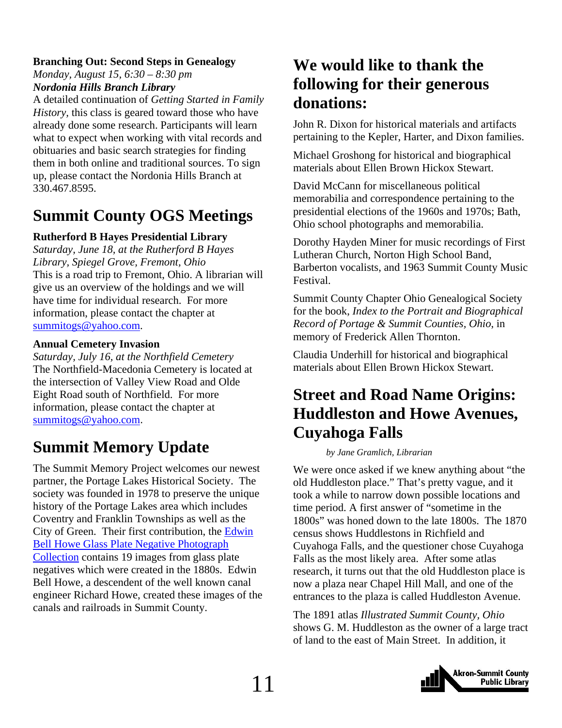**Branching Out: Second Steps in Genealogy**
*Monday, August 15, 6:30 – 8:30 pm*
***Nordonia Hills Branch Library***
A detailed continuation of *Getting Started in Family History*, this class is geared toward those who have already done some research. Participants will learn what to expect when working with vital records and obituaries and basic search strategies for finding them in both online and traditional sources. To sign up, please contact the Nordonia Hills Branch at 330.467.8595.

## Summit County OGS Meetings

**Rutherford B Hayes Presidential Library**
*Saturday, June 18, at the Rutherford B Hayes Library, Spiegel Grove, Fremont, Ohio*
This is a road trip to Fremont, Ohio. A librarian will give us an overview of the holdings and we will have time for individual research. For more information, please contact the chapter at summitogs@yahoo.com.

**Annual Cemetery Invasion**
*Saturday, July 16, at the Northfield Cemetery*
The Northfield-Macedonia Cemetery is located at the intersection of Valley View Road and Olde Eight Road south of Northfield. For more information, please contact the chapter at summitogs@yahoo.com.

## Summit Memory Update

The Summit Memory Project welcomes our newest partner, the Portage Lakes Historical Society. The society was founded in 1978 to preserve the unique history of the Portage Lakes area which includes Coventry and Franklin Townships as well as the City of Green. Their first contribution, the Edwin Bell Howe Glass Plate Negative Photograph Collection contains 19 images from glass plate negatives which were created in the 1880s. Edwin Bell Howe, a descendent of the well known canal engineer Richard Howe, created these images of the canals and railroads in Summit County.

## We would like to thank the following for their generous donations:

John R. Dixon for historical materials and artifacts pertaining to the Kepler, Harter, and Dixon families.

Michael Groshong for historical and biographical materials about Ellen Brown Hickox Stewart.

David McCann for miscellaneous political memorabilia and correspondence pertaining to the presidential elections of the 1960s and 1970s; Bath, Ohio school photographs and memorabilia.

Dorothy Hayden Miner for music recordings of First Lutheran Church, Norton High School Band, Barberton vocalists, and 1963 Summit County Music Festival.

Summit County Chapter Ohio Genealogical Society for the book, *Index to the Portrait and Biographical Record of Portage & Summit Counties, Ohio*, in memory of Frederick Allen Thornton.

Claudia Underhill for historical and biographical materials about Ellen Brown Hickox Stewart.

## Street and Road Name Origins: Huddleston and Howe Avenues, Cuyahoga Falls

*by Jane Gramlich, Librarian*

We were once asked if we knew anything about "the old Huddleston place." That's pretty vague, and it took a while to narrow down possible locations and time period. A first answer of "sometime in the 1800s" was honed down to the late 1800s. The 1870 census shows Huddlestons in Richfield and Cuyahoga Falls, and the questioner chose Cuyahoga Falls as the most likely area. After some atlas research, it turns out that the old Huddleston place is now a plaza near Chapel Hill Mall, and one of the entrances to the plaza is called Huddleston Avenue.

The 1891 atlas *Illustrated Summit County, Ohio* shows G. M. Huddleston as the owner of a large tract of land to the east of Main Street. In addition, it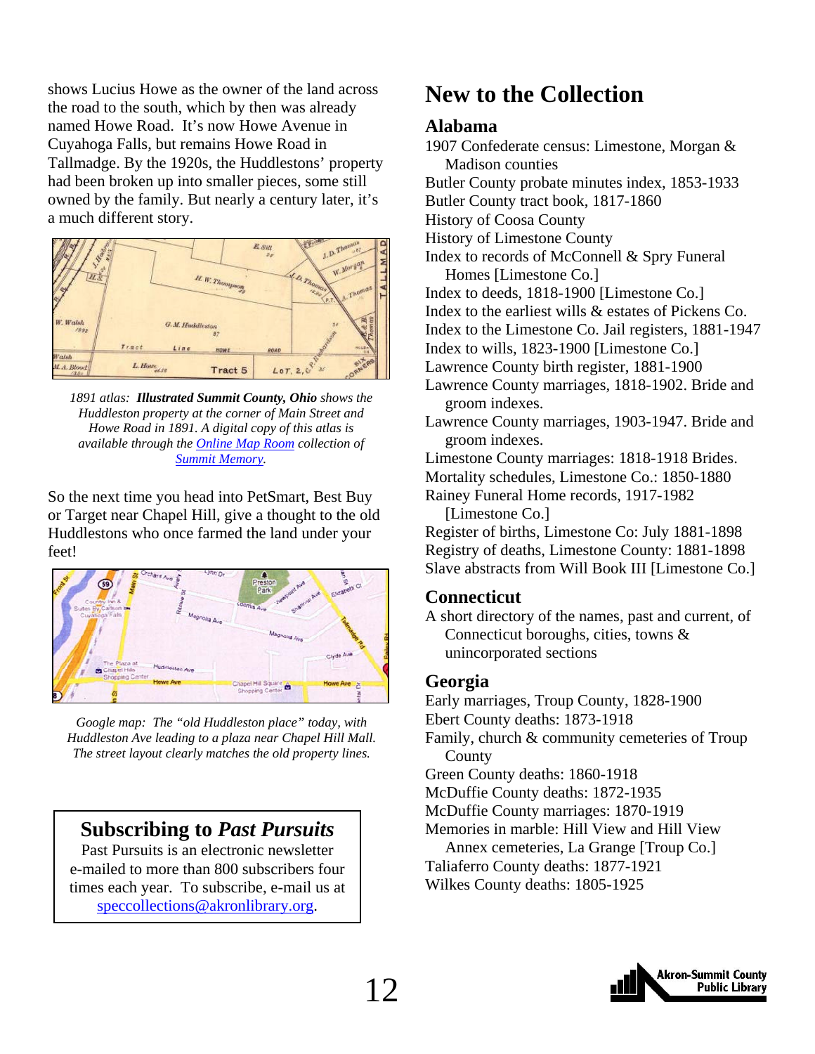shows Lucius Howe as the owner of the land across the road to the south, which by then was already named Howe Road. It's now Howe Avenue in Cuyahoga Falls, but remains Howe Road in Tallmadge. By the 1920s, the Huddlestons' property had been broken up into smaller pieces, some still owned by the family. But nearly a century later, it's a much different story.

*1891 atlas: **Illustrated Summit County, Ohio** shows the Huddleston property at the corner of Main Street and Howe Road in 1891. A digital copy of this atlas is available through the Online Map Room collection of Summit Memory.*

So the next time you head into PetSmart, Best Buy or Target near Chapel Hill, give a thought to the old Huddlestons who once farmed the land under your feet!

*Google map: The "old Huddleston place" today, with Huddleston Ave leading to a plaza near Chapel Hill Mall. The street layout clearly matches the old property lines.*

## Subscribing to *Past Pursuits*

Past Pursuits is an electronic newsletter e-mailed to more than 800 subscribers four times each year. To subscribe, e-mail us at speccollections@akronlibrary.org.

# New to the Collection

## Alabama

1907 Confederate census: Limestone, Morgan & Madison counties
Butler County probate minutes index, 1853-1933
Butler County tract book, 1817-1860
History of Coosa County
History of Limestone County
Index to records of McConnell & Spry Funeral Homes [Limestone Co.]
Index to deeds, 1818-1900 [Limestone Co.]
Index to the earliest wills & estates of Pickens Co.
Index to the Limestone Co. Jail registers, 1881-1947
Index to wills, 1823-1900 [Limestone Co.]
Lawrence County birth register, 1881-1900
Lawrence County marriages, 1818-1902. Bride and groom indexes.
Lawrence County marriages, 1903-1947. Bride and groom indexes.
Limestone County marriages: 1818-1918 Brides.
Mortality schedules, Limestone Co.: 1850-1880
Rainey Funeral Home records, 1917-1982 [Limestone Co.]
Register of births, Limestone Co: July 1881-1898
Registry of deaths, Limestone County: 1881-1898
Slave abstracts from Will Book III [Limestone Co.]

## Connecticut

A short directory of the names, past and current, of Connecticut boroughs, cities, towns & unincorporated sections

## Georgia

Early marriages, Troup County, 1828-1900
Ebert County deaths: 1873-1918
Family, church & community cemeteries of Troup County
Green County deaths: 1860-1918
McDuffie County deaths: 1872-1935
McDuffie County marriages: 1870-1919
Memories in marble: Hill View and Hill View Annex cemeteries, La Grange [Troup Co.]
Taliaferro County deaths: 1877-1921
Wilkes County deaths: 1805-1925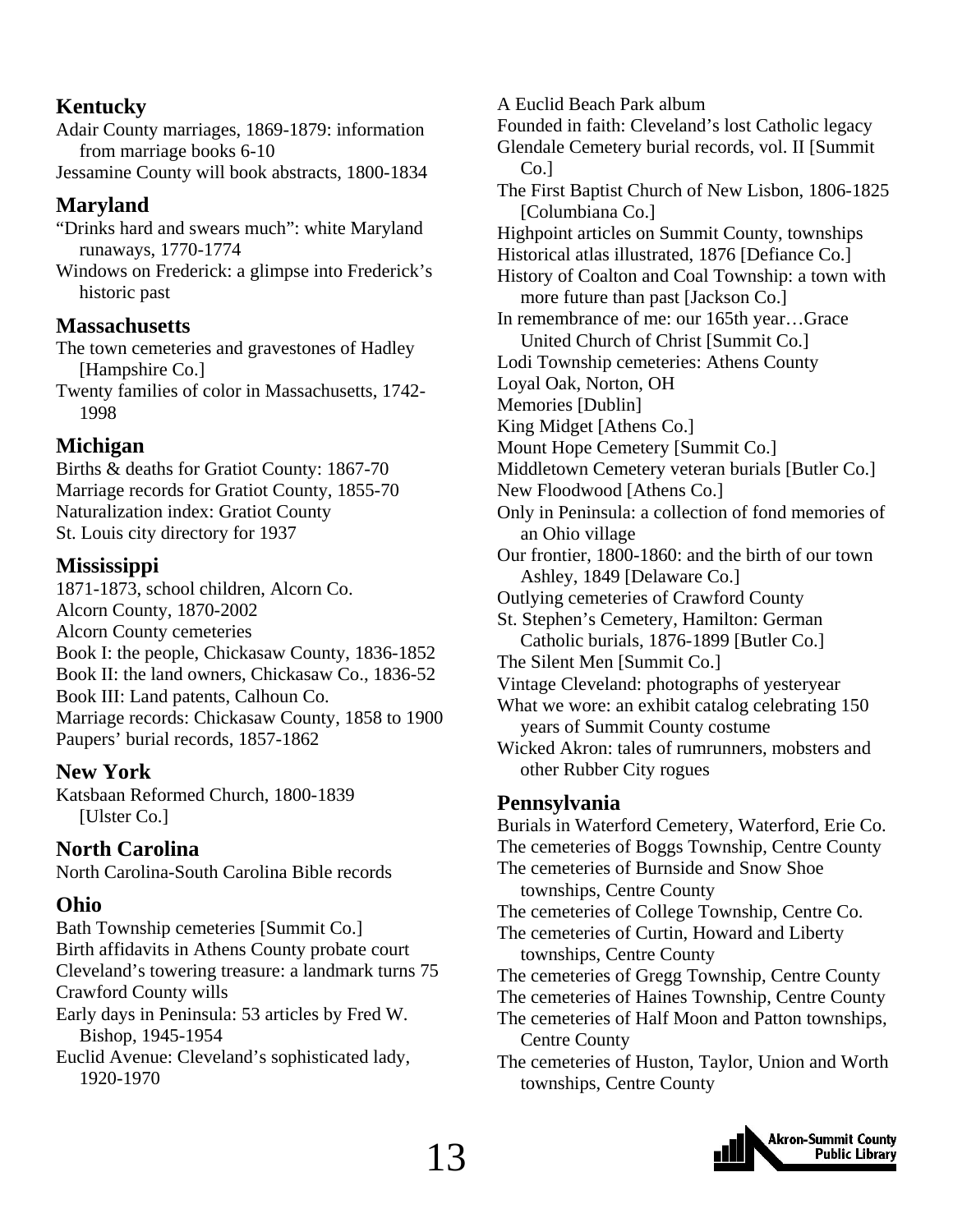## Kentucky

Adair County marriages, 1869-1879: information from marriage books 6-10
Jessamine County will book abstracts, 1800-1834

## Maryland

"Drinks hard and swears much": white Maryland runaways, 1770-1774
Windows on Frederick: a glimpse into Frederick's historic past

## Massachusetts

The town cemeteries and gravestones of Hadley [Hampshire Co.]
Twenty families of color in Massachusetts, 1742-1998

## Michigan

Births & deaths for Gratiot County: 1867-70
Marriage records for Gratiot County, 1855-70
Naturalization index: Gratiot County
St. Louis city directory for 1937

## Mississippi

1871-1873, school children, Alcorn Co.
Alcorn County, 1870-2002
Alcorn County cemeteries
Book I: the people, Chickasaw County, 1836-1852
Book II: the land owners, Chickasaw Co., 1836-52
Book III: Land patents, Calhoun Co.
Marriage records: Chickasaw County, 1858 to 1900
Paupers' burial records, 1857-1862

## New York

Katsbaan Reformed Church, 1800-1839 [Ulster Co.]

## North Carolina

North Carolina-South Carolina Bible records

## Ohio

Bath Township cemeteries [Summit Co.]
Birth affidavits in Athens County probate court
Cleveland's towering treasure: a landmark turns 75
Crawford County wills
Early days in Peninsula: 53 articles by Fred W. Bishop, 1945-1954
Euclid Avenue: Cleveland's sophisticated lady, 1920-1970
A Euclid Beach Park album
Founded in faith: Cleveland's lost Catholic legacy
Glendale Cemetery burial records, vol. II [Summit Co.]
The First Baptist Church of New Lisbon, 1806-1825 [Columbiana Co.]
Highpoint articles on Summit County, townships
Historical atlas illustrated, 1876 [Defiance Co.]
History of Coalton and Coal Township: a town with more future than past [Jackson Co.]
In remembrance of me: our 165th year…Grace United Church of Christ [Summit Co.]
Lodi Township cemeteries: Athens County
Loyal Oak, Norton, OH
Memories [Dublin]
King Midget [Athens Co.]
Mount Hope Cemetery [Summit Co.]
Middletown Cemetery veteran burials [Butler Co.]
New Floodwood [Athens Co.]
Only in Peninsula: a collection of fond memories of an Ohio village
Our frontier, 1800-1860: and the birth of our town Ashley, 1849 [Delaware Co.]
Outlying cemeteries of Crawford County
St. Stephen's Cemetery, Hamilton: German Catholic burials, 1876-1899 [Butler Co.]
The Silent Men [Summit Co.]
Vintage Cleveland: photographs of yesteryear
What we wore: an exhibit catalog celebrating 150 years of Summit County costume
Wicked Akron: tales of rumrunners, mobsters and other Rubber City rogues

## Pennsylvania

Burials in Waterford Cemetery, Waterford, Erie Co.
The cemeteries of Boggs Township, Centre County
The cemeteries of Burnside and Snow Shoe townships, Centre County
The cemeteries of College Township, Centre Co.
The cemeteries of Curtin, Howard and Liberty townships, Centre County
The cemeteries of Gregg Township, Centre County
The cemeteries of Haines Township, Centre County
The cemeteries of Half Moon and Patton townships, Centre County
The cemeteries of Huston, Taylor, Union and Worth townships, Centre County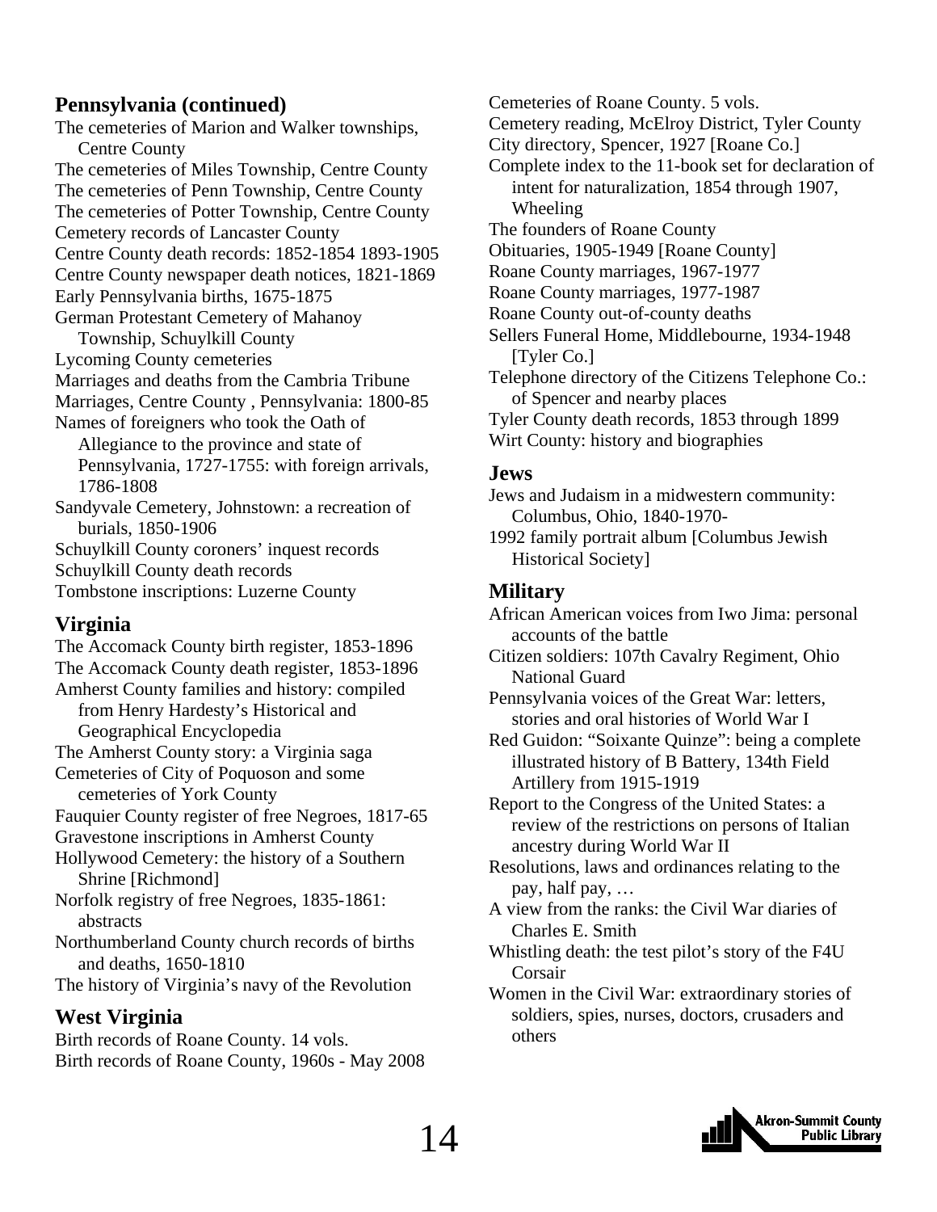## Pennsylvania (continued)

The cemeteries of Marion and Walker townships, Centre County
The cemeteries of Miles Township, Centre County
The cemeteries of Penn Township, Centre County
The cemeteries of Potter Township, Centre County
Cemetery records of Lancaster County
Centre County death records: 1852-1854 1893-1905
Centre County newspaper death notices, 1821-1869
Early Pennsylvania births, 1675-1875
German Protestant Cemetery of Mahanoy Township, Schuylkill County
Lycoming County cemeteries
Marriages and deaths from the Cambria Tribune
Marriages, Centre County , Pennsylvania: 1800-85
Names of foreigners who took the Oath of Allegiance to the province and state of Pennsylvania, 1727-1755: with foreign arrivals, 1786-1808
Sandyvale Cemetery, Johnstown: a recreation of burials, 1850-1906
Schuylkill County coroners' inquest records
Schuylkill County death records
Tombstone inscriptions: Luzerne County

## Virginia

The Accomack County birth register, 1853-1896
The Accomack County death register, 1853-1896
Amherst County families and history: compiled from Henry Hardesty's Historical and Geographical Encyclopedia
The Amherst County story: a Virginia saga
Cemeteries of City of Poquoson and some cemeteries of York County
Fauquier County register of free Negroes, 1817-65
Gravestone inscriptions in Amherst County
Hollywood Cemetery: the history of a Southern Shrine [Richmond]
Norfolk registry of free Negroes, 1835-1861: abstracts
Northumberland County church records of births and deaths, 1650-1810
The history of Virginia's navy of the Revolution

## West Virginia

Birth records of Roane County. 14 vols.
Birth records of Roane County, 1960s - May 2008
Cemeteries of Roane County. 5 vols.
Cemetery reading, McElroy District, Tyler County
City directory, Spencer, 1927 [Roane Co.]
Complete index to the 11-book set for declaration of intent for naturalization, 1854 through 1907, Wheeling
The founders of Roane County
Obituaries, 1905-1949 [Roane County]
Roane County marriages, 1967-1977
Roane County marriages, 1977-1987
Roane County out-of-county deaths
Sellers Funeral Home, Middlebourne, 1934-1948 [Tyler Co.]
Telephone directory of the Citizens Telephone Co.: of Spencer and nearby places
Tyler County death records, 1853 through 1899
Wirt County: history and biographies

## Jews

Jews and Judaism in a midwestern community: Columbus, Ohio, 1840-1970-
1992 family portrait album [Columbus Jewish Historical Society]

## Military

African American voices from Iwo Jima: personal accounts of the battle
Citizen soldiers: 107th Cavalry Regiment, Ohio National Guard
Pennsylvania voices of the Great War: letters, stories and oral histories of World War I
Red Guidon: "Soixante Quinze": being a complete illustrated history of B Battery, 134th Field Artillery from 1915-1919
Report to the Congress of the United States: a review of the restrictions on persons of Italian ancestry during World War II
Resolutions, laws and ordinances relating to the pay, half pay, …
A view from the ranks: the Civil War diaries of Charles E. Smith
Whistling death: the test pilot's story of the F4U Corsair
Women in the Civil War: extraordinary stories of soldiers, spies, nurses, doctors, crusaders and others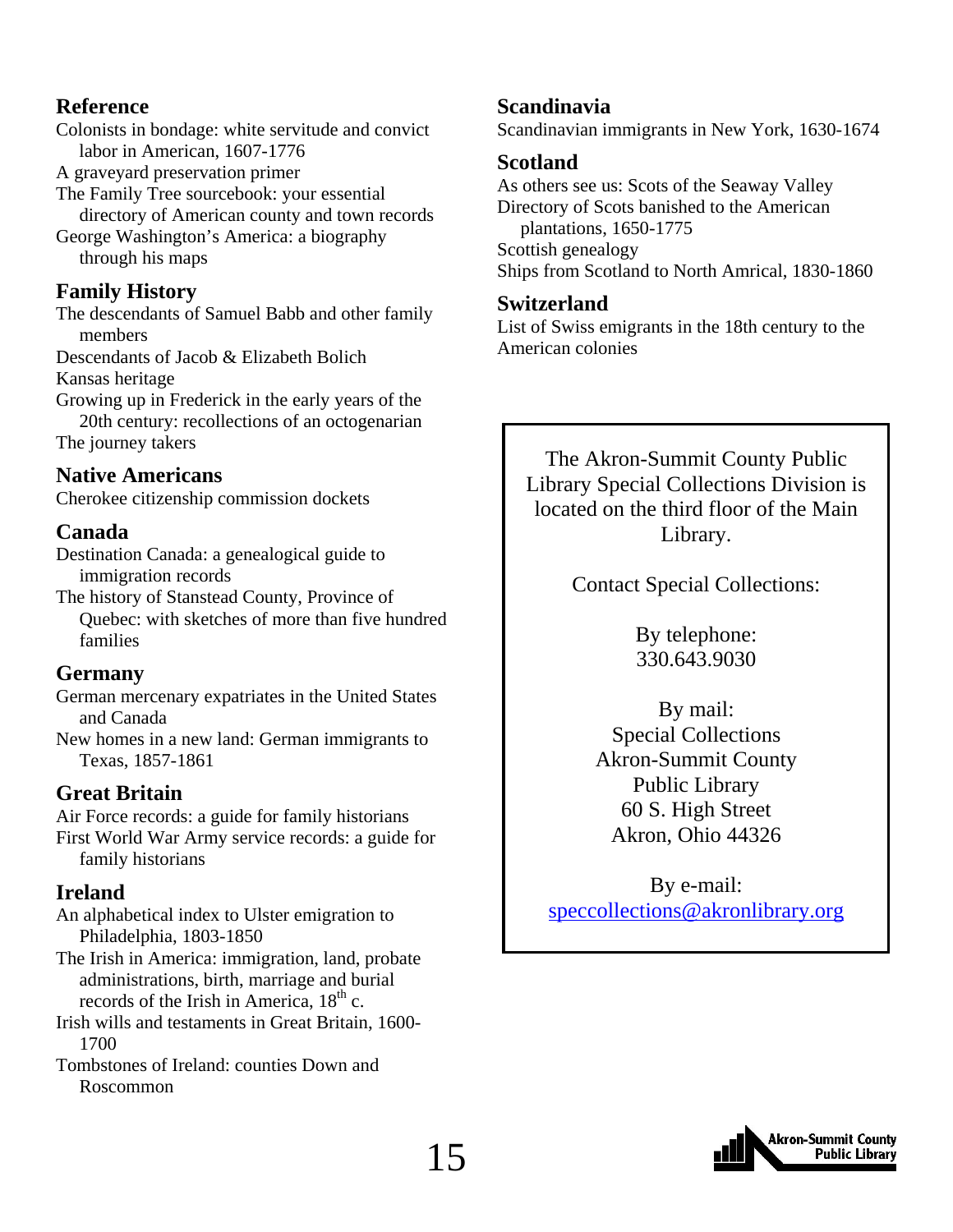## Reference

Colonists in bondage: white servitude and convict labor in American, 1607-1776

A graveyard preservation primer

The Family Tree sourcebook: your essential directory of American county and town records

George Washington's America: a biography through his maps

## Family History

The descendants of Samuel Babb and other family members

Descendants of Jacob & Elizabeth Bolich

Kansas heritage

Growing up in Frederick in the early years of the 20th century: recollections of an octogenarian

The journey takers

## Native Americans

Cherokee citizenship commission dockets

## Canada

Destination Canada: a genealogical guide to immigration records

The history of Stanstead County, Province of Quebec: with sketches of more than five hundred families

## Germany

German mercenary expatriates in the United States and Canada

New homes in a new land: German immigrants to Texas, 1857-1861

## Great Britain

Air Force records: a guide for family historians

First World War Army service records: a guide for family historians

## Ireland

An alphabetical index to Ulster emigration to Philadelphia, 1803-1850

The Irish in America: immigration, land, probate administrations, birth, marriage and burial records of the Irish in America, 18th c.

Irish wills and testaments in Great Britain, 1600-1700

Tombstones of Ireland: counties Down and Roscommon

## Scandinavia

Scandinavian immigrants in New York, 1630-1674

## Scotland

As others see us: Scots of the Seaway Valley

Directory of Scots banished to the American plantations, 1650-1775

Scottish genealogy

Ships from Scotland to North Amrical, 1830-1860

## Switzerland

List of Swiss emigrants in the 18th century to the American colonies

The Akron-Summit County Public Library Special Collections Division is located on the third floor of the Main Library.

Contact Special Collections:

By telephone:
330.643.9030

By mail:
Special Collections
Akron-Summit County
Public Library
60 S. High Street
Akron, Ohio 44326

By e-mail:
speccollections@akronlibrary.org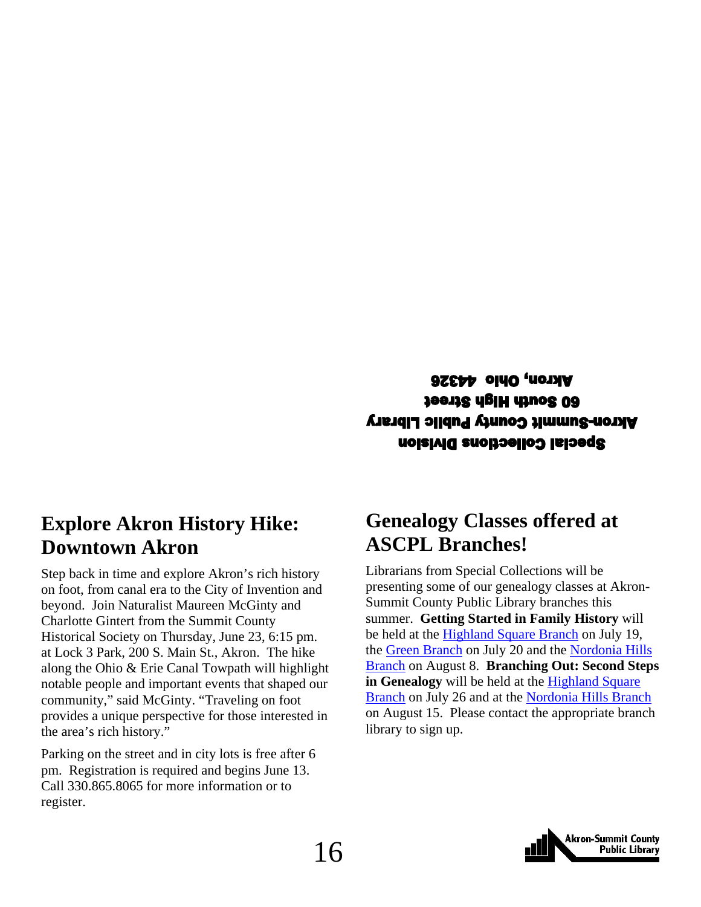Special Collections Division
Akron-Summit County Public Library
60 South High Street
Akron, Ohio 44326

## Explore Akron History Hike: Downtown Akron

Step back in time and explore Akron's rich history on foot, from canal era to the City of Invention and beyond. Join Naturalist Maureen McGinty and Charlotte Gintert from the Summit County Historical Society on Thursday, June 23, 6:15 pm. at Lock 3 Park, 200 S. Main St., Akron. The hike along the Ohio & Erie Canal Towpath will highlight notable people and important events that shaped our community," said McGinty. "Traveling on foot provides a unique perspective for those interested in the area's rich history."

Parking on the street and in city lots is free after 6 pm. Registration is required and begins June 13. Call 330.865.8065 for more information or to register.

## Genealogy Classes offered at ASCPL Branches!

Librarians from Special Collections will be presenting some of our genealogy classes at Akron-Summit County Public Library branches this summer. **Getting Started in Family History** will be held at the Highland Square Branch on July 19, the Green Branch on July 20 and the Nordonia Hills Branch on August 8. **Branching Out: Second Steps in Genealogy** will be held at the Highland Square Branch on July 26 and at the Nordonia Hills Branch on August 15. Please contact the appropriate branch library to sign up.

Akron-Summit County Public Library